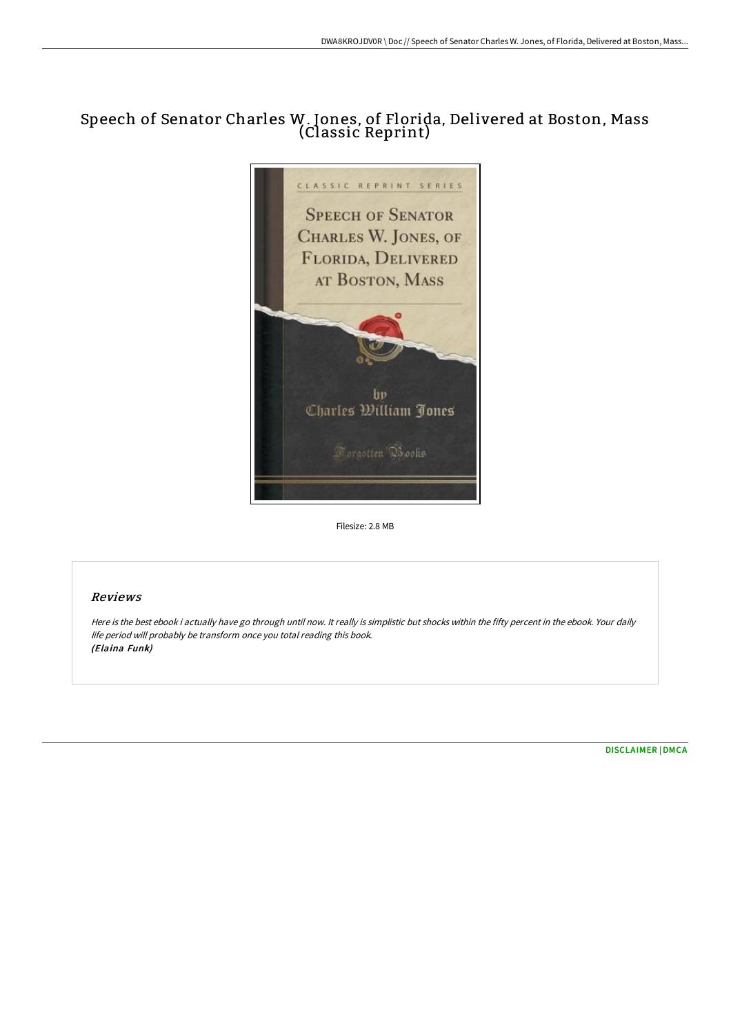# Speech of Senator Charles W. Jones, of Florida, Delivered at Boston, Mass (Classic Reprint)

Filesize: 2.8 MB

## Reviews

*Here is the best ebook i actually have go through until now. It really is simplistic but shocks within the fifty percent in the ebook. Your daily life period will probably be transform once you total reading this book.*
*(Elaina Funk)*

[DISCLAIMER](#) | [DMCA](#)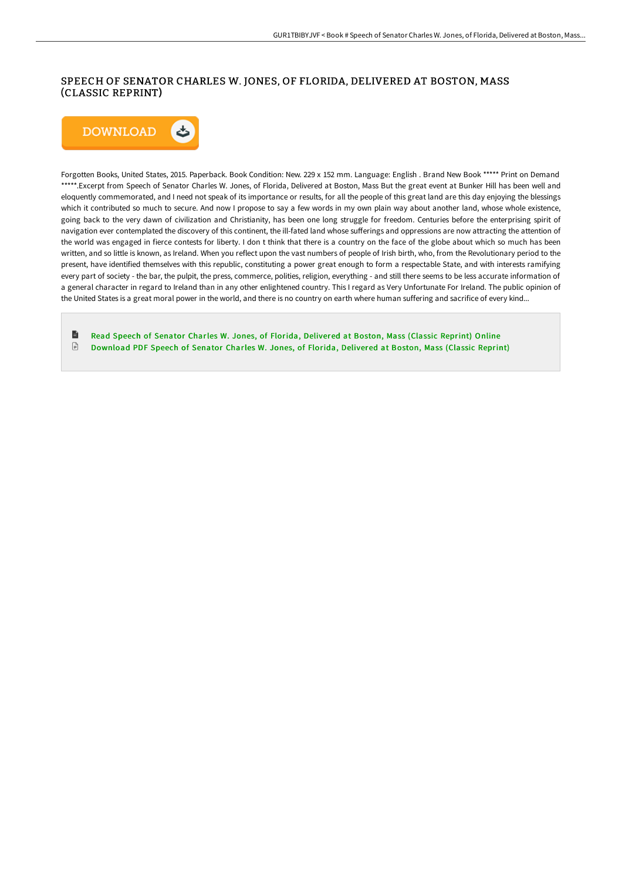# SPEECH OF SENATOR CHARLES W. JONES, OF FLORIDA, DELIVERED AT BOSTON, MASS (CLASSIC REPRINT)

Forgotten Books, United States, 2015. Paperback. Book Condition: New. 229 x 152 mm. Language: English . Brand New Book ***** Print on Demand *****.Excerpt from Speech of Senator Charles W. Jones, of Florida, Delivered at Boston, Mass But the great event at Bunker Hill has been well and eloquently commemorated, and I need not speak of its importance or results, for all the people of this great land are this day enjoying the blessings which it contributed so much to secure. And now I propose to say a few words in my own plain way about another land, whose whole existence, going back to the very dawn of civilization and Christianity, has been one long struggle for freedom. Centuries before the enterprising spirit of navigation ever contemplated the discovery of this continent, the ill-fated land whose sufferings and oppressions are now attracting the attention of the world was engaged in fierce contests for liberty. I don t think that there is a country on the face of the globe about which so much has been written, and so little is known, as Ireland. When you reflect upon the vast numbers of people of Irish birth, who, from the Revolutionary period to the present, have identified themselves with this republic, constituting a power great enough to form a respectable State, and with interests ramifying every part of society - the bar, the pulpit, the press, commerce, polities, religion, everything - and still there seems to be less accurate information of a general character in regard to Ireland than in any other enlightened country. This I regard as Very Unfortunate For Ireland. The public opinion of the United States is a great moral power in the world, and there is no country on earth where human suffering and sacrifice of every kind...

- Read Speech of Senator Charles W. Jones, of Florida, Delivered at Boston, Mass (Classic Reprint) Online
- Download PDF Speech of Senator Charles W. Jones, of Florida, Delivered at Boston, Mass (Classic Reprint)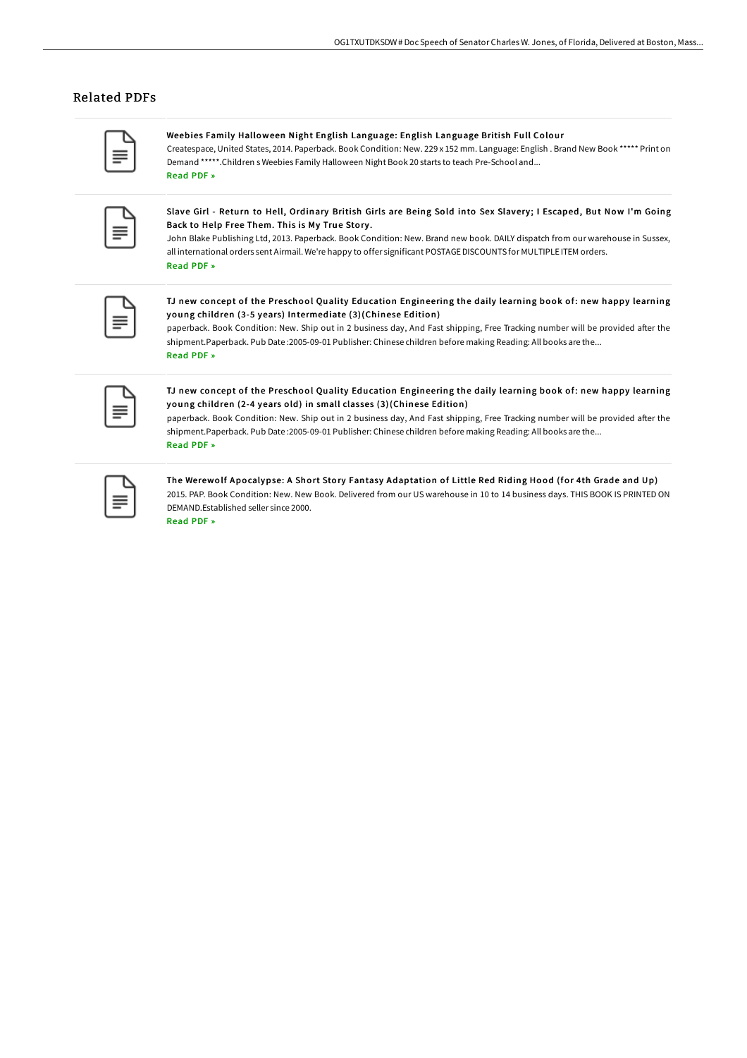## Related PDFs

**Weebies Family Halloween Night English Language: English Language British Full Colour**
Createspace, United States, 2014. Paperback. Book Condition: New. 229 x 152 mm. Language: English . Brand New Book ***** Print on Demand *****.Children s Weebies Family Halloween Night Book 20 starts to teach Pre-School and...
Read PDF »

**Slave Girl - Return to Hell, Ordinary British Girls are Being Sold into Sex Slavery; I Escaped, But Now I'm Going Back to Help Free Them. This is My True Story.**
John Blake Publishing Ltd, 2013. Paperback. Book Condition: New. Brand new book. DAILY dispatch from our warehouse in Sussex, all international orders sent Airmail. We're happy to offer significant POSTAGE DISCOUNTS for MULTIPLE ITEM orders.
Read PDF »

**TJ new concept of the Preschool Quality Education Engineering the daily learning book of: new happy learning young children (3-5 years) Intermediate (3)(Chinese Edition)**
paperback. Book Condition: New. Ship out in 2 business day, And Fast shipping, Free Tracking number will be provided after the shipment.Paperback. Pub Date :2005-09-01 Publisher: Chinese children before making Reading: All books are the...
Read PDF »

**TJ new concept of the Preschool Quality Education Engineering the daily learning book of: new happy learning young children (2-4 years old) in small classes (3)(Chinese Edition)**
paperback. Book Condition: New. Ship out in 2 business day, And Fast shipping, Free Tracking number will be provided after the shipment.Paperback. Pub Date :2005-09-01 Publisher: Chinese children before making Reading: All books are the...
Read PDF »

**The Werewolf Apocalypse: A Short Story Fantasy Adaptation of Little Red Riding Hood (for 4th Grade and Up)**
2015. PAP. Book Condition: New. New Book. Delivered from our US warehouse in 10 to 14 business days. THIS BOOK IS PRINTED ON DEMAND.Established seller since 2000.
Read PDF »